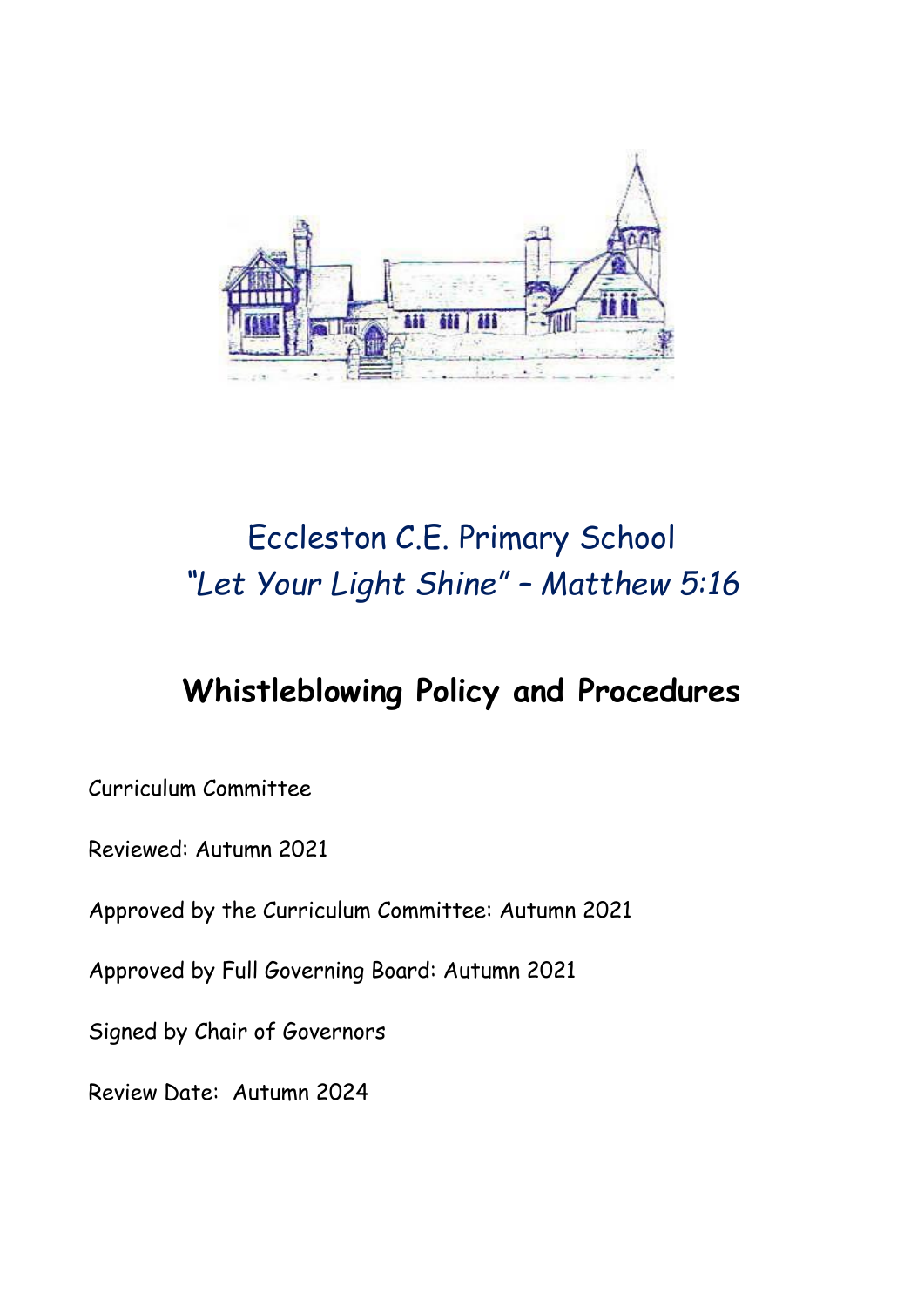Eccleston C.E. Primary School

*"Let Your Light Shine" – Matthew 5:16*

# Whistleblowing Policy and Procedures

Curriculum Committee

Reviewed: Autumn 2021

Approved by the Curriculum Committee: Autumn 2021

Approved by Full Governing Board: Autumn 2021

Signed by Chair of Governors

Review Date: Autumn 2024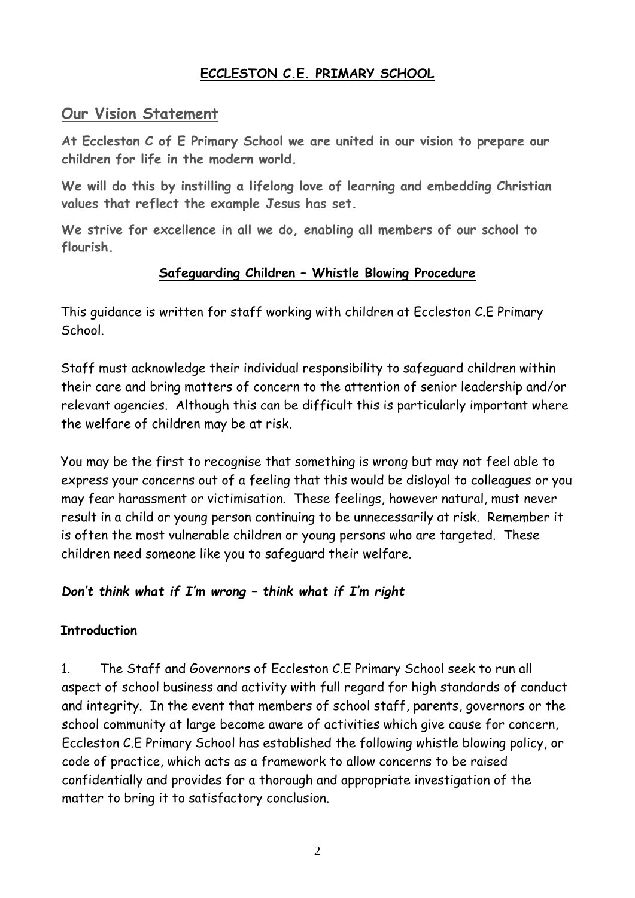**ECCLESTON C.E. PRIMARY SCHOOL**

## Our Vision Statement

**At Eccleston C of E Primary School we are united in our vision to prepare our children for life in the modern world.**

**We will do this by instilling a lifelong love of learning and embedding Christian values that reflect the example Jesus has set.**

**We strive for excellence in all we do, enabling all members of our school to flourish.**

### Safeguarding Children – Whistle Blowing Procedure

This guidance is written for staff working with children at Eccleston C.E Primary School.

Staff must acknowledge their individual responsibility to safeguard children within their care and bring matters of concern to the attention of senior leadership and/or relevant agencies. Although this can be difficult this is particularly important where the welfare of children may be at risk.

You may be the first to recognise that something is wrong but may not feel able to express your concerns out of a feeling that this would be disloyal to colleagues or you may fear harassment or victimisation. These feelings, however natural, must never result in a child or young person continuing to be unnecessarily at risk. Remember it is often the most vulnerable children or young persons who are targeted. These children need someone like you to safeguard their welfare.

***Don't think what if I'm wrong – think what if I'm right***

**Introduction**

1. The Staff and Governors of Eccleston C.E Primary School seek to run all aspect of school business and activity with full regard for high standards of conduct and integrity. In the event that members of school staff, parents, governors or the school community at large become aware of activities which give cause for concern, Eccleston C.E Primary School has established the following whistle blowing policy, or code of practice, which acts as a framework to allow concerns to be raised confidentially and provides for a thorough and appropriate investigation of the matter to bring it to satisfactory conclusion.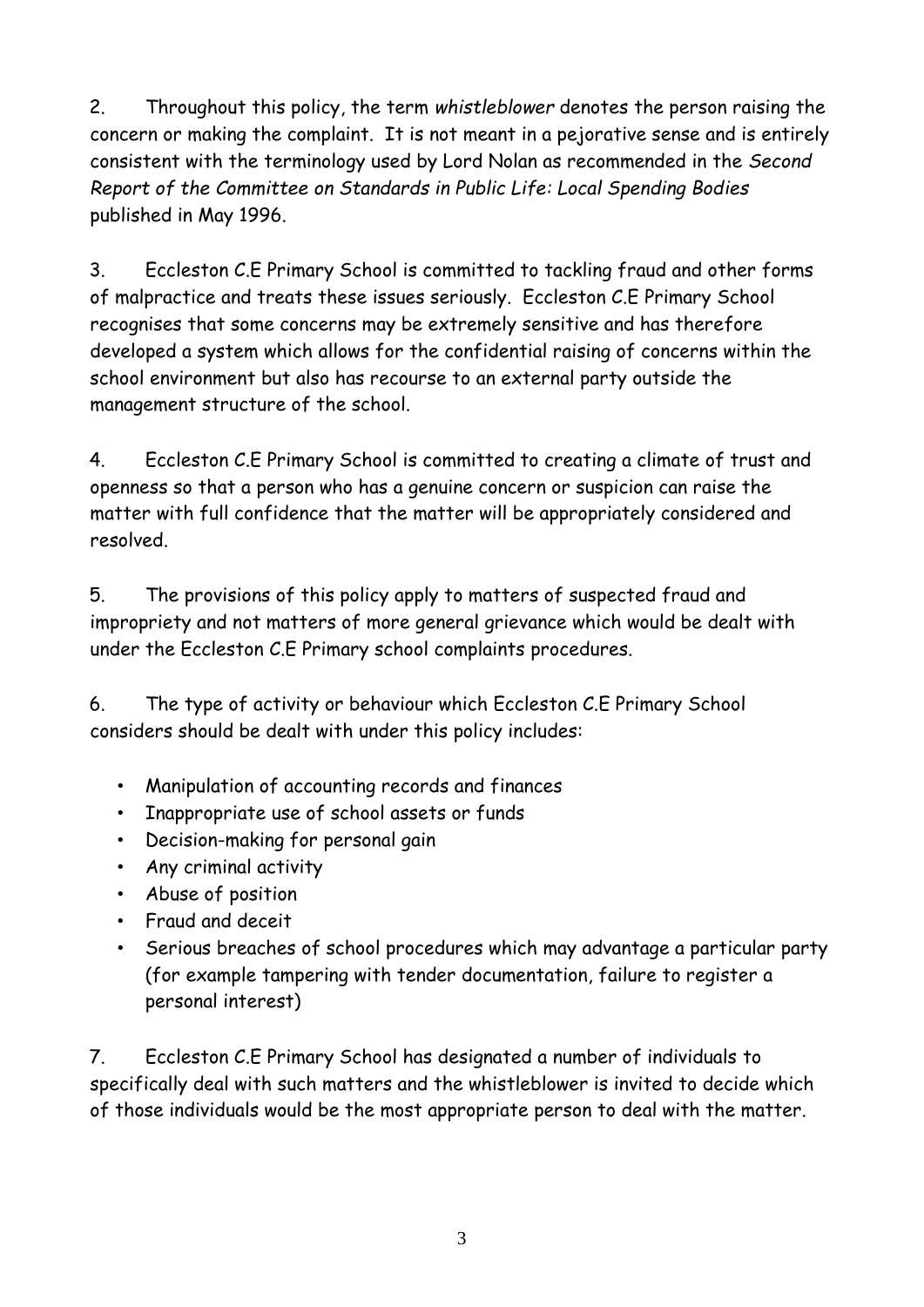2. Throughout this policy, the term *whistleblower* denotes the person raising the concern or making the complaint. It is not meant in a pejorative sense and is entirely consistent with the terminology used by Lord Nolan as recommended in the *Second Report of the Committee on Standards in Public Life: Local Spending Bodies* published in May 1996.

3. Eccleston C.E Primary School is committed to tackling fraud and other forms of malpractice and treats these issues seriously. Eccleston C.E Primary School recognises that some concerns may be extremely sensitive and has therefore developed a system which allows for the confidential raising of concerns within the school environment but also has recourse to an external party outside the management structure of the school.

4. Eccleston C.E Primary School is committed to creating a climate of trust and openness so that a person who has a genuine concern or suspicion can raise the matter with full confidence that the matter will be appropriately considered and resolved.

5. The provisions of this policy apply to matters of suspected fraud and impropriety and not matters of more general grievance which would be dealt with under the Eccleston C.E Primary school complaints procedures.

6. The type of activity or behaviour which Eccleston C.E Primary School considers should be dealt with under this policy includes:

- Manipulation of accounting records and finances
- Inappropriate use of school assets or funds
- Decision-making for personal gain
- Any criminal activity
- Abuse of position
- Fraud and deceit
- Serious breaches of school procedures which may advantage a particular party (for example tampering with tender documentation, failure to register a personal interest)

7. Eccleston C.E Primary School has designated a number of individuals to specifically deal with such matters and the whistleblower is invited to decide which of those individuals would be the most appropriate person to deal with the matter.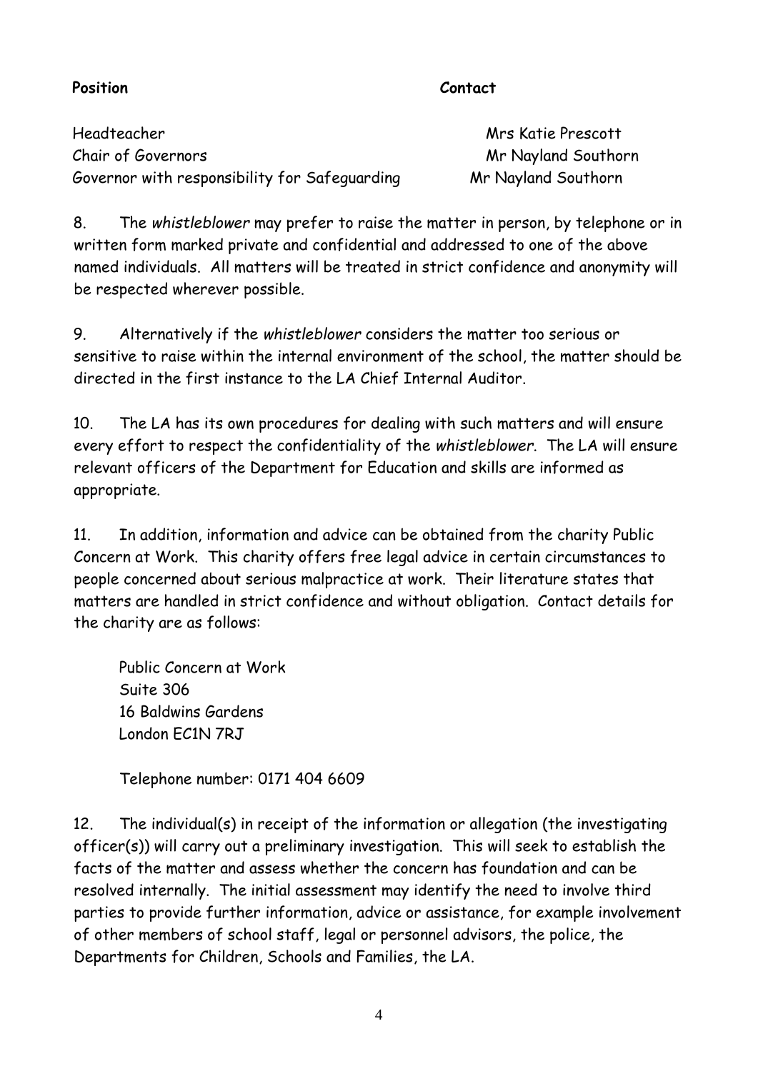| Position | Contact |
| --- | --- |
| Headteacher | Mrs Katie Prescott |
| Chair of Governors | Mr Nayland Southorn |
| Governor with responsibility for Safeguarding | Mr Nayland Southorn |

8. The *whistleblower* may prefer to raise the matter in person, by telephone or in written form marked private and confidential and addressed to one of the above named individuals. All matters will be treated in strict confidence and anonymity will be respected wherever possible.

9. Alternatively if the *whistleblower* considers the matter too serious or sensitive to raise within the internal environment of the school, the matter should be directed in the first instance to the LA Chief Internal Auditor.

10. The LA has its own procedures for dealing with such matters and will ensure every effort to respect the confidentiality of the *whistleblower*. The LA will ensure relevant officers of the Department for Education and skills are informed as appropriate.

11. In addition, information and advice can be obtained from the charity Public Concern at Work. This charity offers free legal advice in certain circumstances to people concerned about serious malpractice at work. Their literature states that matters are handled in strict confidence and without obligation. Contact details for the charity are as follows:

Public Concern at Work
Suite 306
16 Baldwins Gardens
London EC1N 7RJ

Telephone number: 0171 404 6609

12. The individual(s) in receipt of the information or allegation (the investigating officer(s)) will carry out a preliminary investigation. This will seek to establish the facts of the matter and assess whether the concern has foundation and can be resolved internally. The initial assessment may identify the need to involve third parties to provide further information, advice or assistance, for example involvement of other members of school staff, legal or personnel advisors, the police, the Departments for Children, Schools and Families, the LA.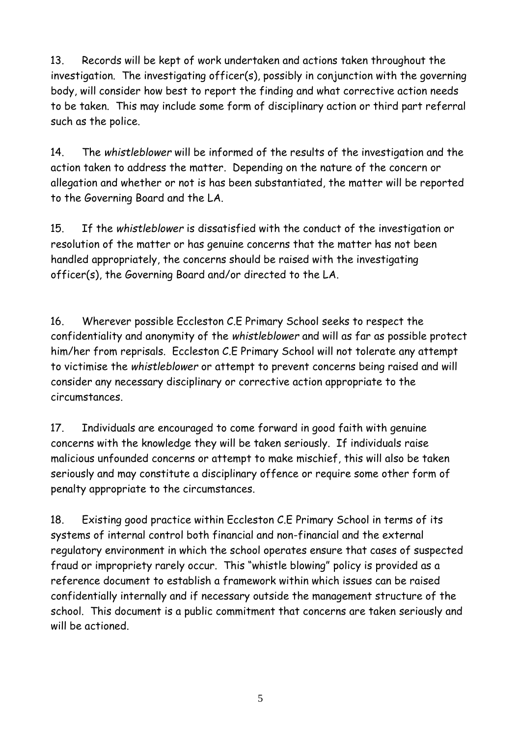13. Records will be kept of work undertaken and actions taken throughout the investigation. The investigating officer(s), possibly in conjunction with the governing body, will consider how best to report the finding and what corrective action needs to be taken. This may include some form of disciplinary action or third part referral such as the police.

14. The *whistleblower* will be informed of the results of the investigation and the action taken to address the matter. Depending on the nature of the concern or allegation and whether or not is has been substantiated, the matter will be reported to the Governing Board and the LA.

15. If the *whistleblower* is dissatisfied with the conduct of the investigation or resolution of the matter or has genuine concerns that the matter has not been handled appropriately, the concerns should be raised with the investigating officer(s), the Governing Board and/or directed to the LA.

16. Wherever possible Eccleston C.E Primary School seeks to respect the confidentiality and anonymity of the *whistleblower* and will as far as possible protect him/her from reprisals. Eccleston C.E Primary School will not tolerate any attempt to victimise the *whistleblower* or attempt to prevent concerns being raised and will consider any necessary disciplinary or corrective action appropriate to the circumstances.

17. Individuals are encouraged to come forward in good faith with genuine concerns with the knowledge they will be taken seriously. If individuals raise malicious unfounded concerns or attempt to make mischief, this will also be taken seriously and may constitute a disciplinary offence or require some other form of penalty appropriate to the circumstances.

18. Existing good practice within Eccleston C.E Primary School in terms of its systems of internal control both financial and non-financial and the external regulatory environment in which the school operates ensure that cases of suspected fraud or impropriety rarely occur. This "whistle blowing" policy is provided as a reference document to establish a framework within which issues can be raised confidentially internally and if necessary outside the management structure of the school. This document is a public commitment that concerns are taken seriously and will be actioned.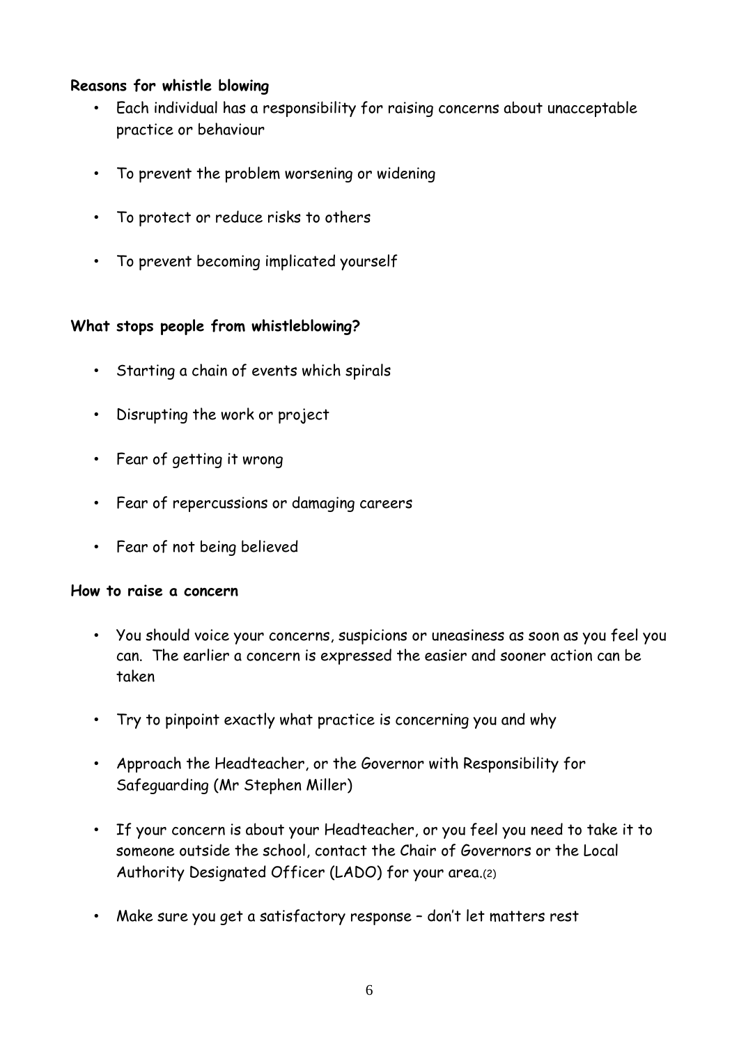**Reasons for whistle blowing**

- Each individual has a responsibility for raising concerns about unacceptable practice or behaviour
- To prevent the problem worsening or widening
- To protect or reduce risks to others
- To prevent becoming implicated yourself

**What stops people from whistleblowing?**

- Starting a chain of events which spirals
- Disrupting the work or project
- Fear of getting it wrong
- Fear of repercussions or damaging careers
- Fear of not being believed

**How to raise a concern**

- You should voice your concerns, suspicions or uneasiness as soon as you feel you can. The earlier a concern is expressed the easier and sooner action can be taken
- Try to pinpoint exactly what practice is concerning you and why
- Approach the Headteacher, or the Governor with Responsibility for Safeguarding (Mr Stephen Miller)
- If your concern is about your Headteacher, or you feel you need to take it to someone outside the school, contact the Chair of Governors or the Local Authority Designated Officer (LADO) for your area.(2)
- Make sure you get a satisfactory response – don't let matters rest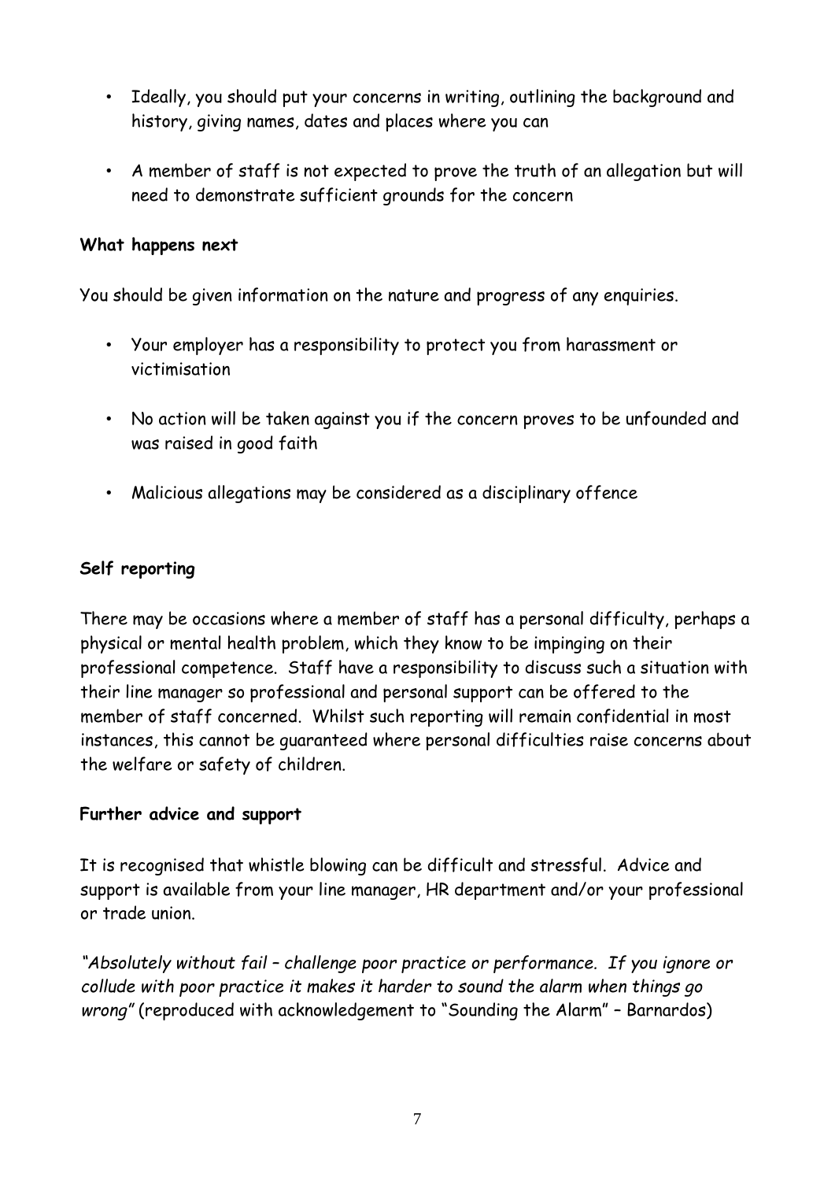- Ideally, you should put your concerns in writing, outlining the background and history, giving names, dates and places where you can
- A member of staff is not expected to prove the truth of an allegation but will need to demonstrate sufficient grounds for the concern

**What happens next**

You should be given information on the nature and progress of any enquiries.

- Your employer has a responsibility to protect you from harassment or victimisation
- No action will be taken against you if the concern proves to be unfounded and was raised in good faith
- Malicious allegations may be considered as a disciplinary offence

**Self reporting**

There may be occasions where a member of staff has a personal difficulty, perhaps a physical or mental health problem, which they know to be impinging on their professional competence. Staff have a responsibility to discuss such a situation with their line manager so professional and personal support can be offered to the member of staff concerned. Whilst such reporting will remain confidential in most instances, this cannot be guaranteed where personal difficulties raise concerns about the welfare or safety of children.

**Further advice and support**

It is recognised that whistle blowing can be difficult and stressful. Advice and support is available from your line manager, HR department and/or your professional or trade union.

*"Absolutely without fail – challenge poor practice or performance. If you ignore or collude with poor practice it makes it harder to sound the alarm when things go wrong"* (reproduced with acknowledgement to "Sounding the Alarm" – Barnardos)